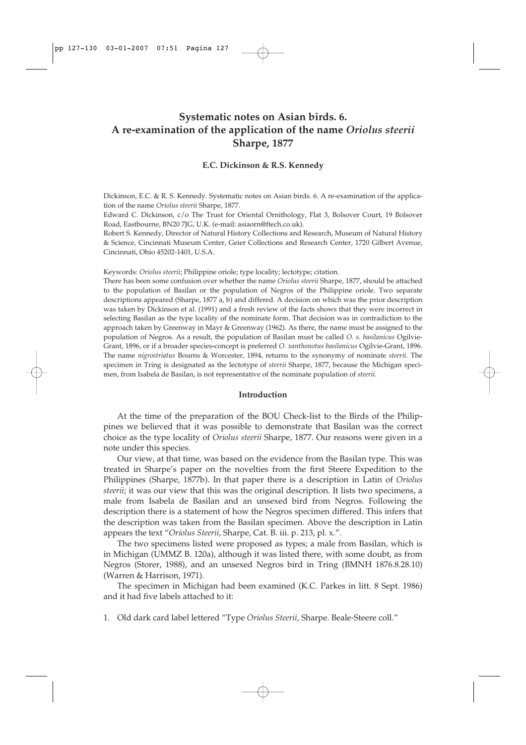# Systematic notes on Asian birds. 6. A re-examination of the application of the name *Oriolus steerii* Sharpe, 1877

**E.C. Dickinson & R.S. Kennedy**

Dickinson, E.C. & R. S. Kennedy. Systematic notes on Asian birds. 6. A re-examination of the application of the name *Oriolus steerii* Sharpe, 1877.

Edward C. Dickinson, c/o The Trust for Oriental Ornithology, Flat 3, Bolsover Court, 19 Bolsover Road, Eastbourne, BN20 7JG, U.K. (e-mail: asiaorn@ftech.co.uk).

Robert S. Kennedy, Director of Natural History Collections and Research, Museum of Natural History & Science, Cincinnati Museum Center, Geier Collections and Research Center, 1720 Gilbert Avenue, Cincinnati, Ohio 45202-1401, U.S.A.

Keywords: *Oriolus steerii*; Philippine oriole; type locality; lectotype; citation.

There has been some confusion over whether the name *Oriolus steerii* Sharpe, 1877, should be attached to the population of Basilan or the population of Negros of the Philippine oriole. Two separate descriptions appeared (Sharpe, 1877 a, b) and differed. A decision on which was the prior description was taken by Dickinson et al. (1991) and a fresh review of the facts shows that they were incorrect in selecting Basilan as the type locality of the nominate form. That decision was in contradiction to the approach taken by Greenway in Mayr & Greenway (1962). As there, the name must be assigned to the population of Negros. As a result, the population of Basilan must be called *O. s. basilanicus* Ogilvie-Grant, 1896, or if a broader species-concept is preferred *O. xanthonotus basilanicus* Ogilvie-Grant, 1896. The name *nigrostriatus* Bourns & Worcester, 1894, returns to the synonymy of nominate *steerii*. The specimen in Tring is designated as the lectotype of *steerii* Sharpe, 1877, because the Michigan specimen, from Isabela de Basilan, is not representative of the nominate population of *steerii*.

## Introduction

At the time of the preparation of the BOU Check-list to the Birds of the Philippines we believed that it was possible to demonstrate that Basilan was the correct choice as the type locality of *Oriolus steerii* Sharpe, 1877. Our reasons were given in a note under this species.

Our view, at that time, was based on the evidence from the Basilan type. This was treated in Sharpe's paper on the novelties from the first Steere Expedition to the Philippines (Sharpe, 1877b). In that paper there is a description in Latin of *Oriolus steerii*; it was our view that this was the original description. It lists two specimens, a male from Isabela de Basilan and an unsexed bird from Negros. Following the description there is a statement of how the Negros specimen differed. This infers that the description was taken from the Basilan specimen. Above the description in Latin appears the text "*Oriolus Steerii*, Sharpe, Cat. B. iii. p. 213, pl. x.".

The two specimens listed were proposed as types; a male from Basilan, which is in Michigan (UMMZ B. 120a), although it was listed there, with some doubt, as from Negros (Storer, 1988), and an unsexed Negros bird in Tring (BMNH 1876.8.28.10) (Warren & Harrison, 1971).

The specimen in Michigan had been examined (K.C. Parkes in litt. 8 Sept. 1986) and it had five labels attached to it:

1. Old dark card label lettered "Type *Oriolus Steerii*, Sharpe. Beale-Steere coll."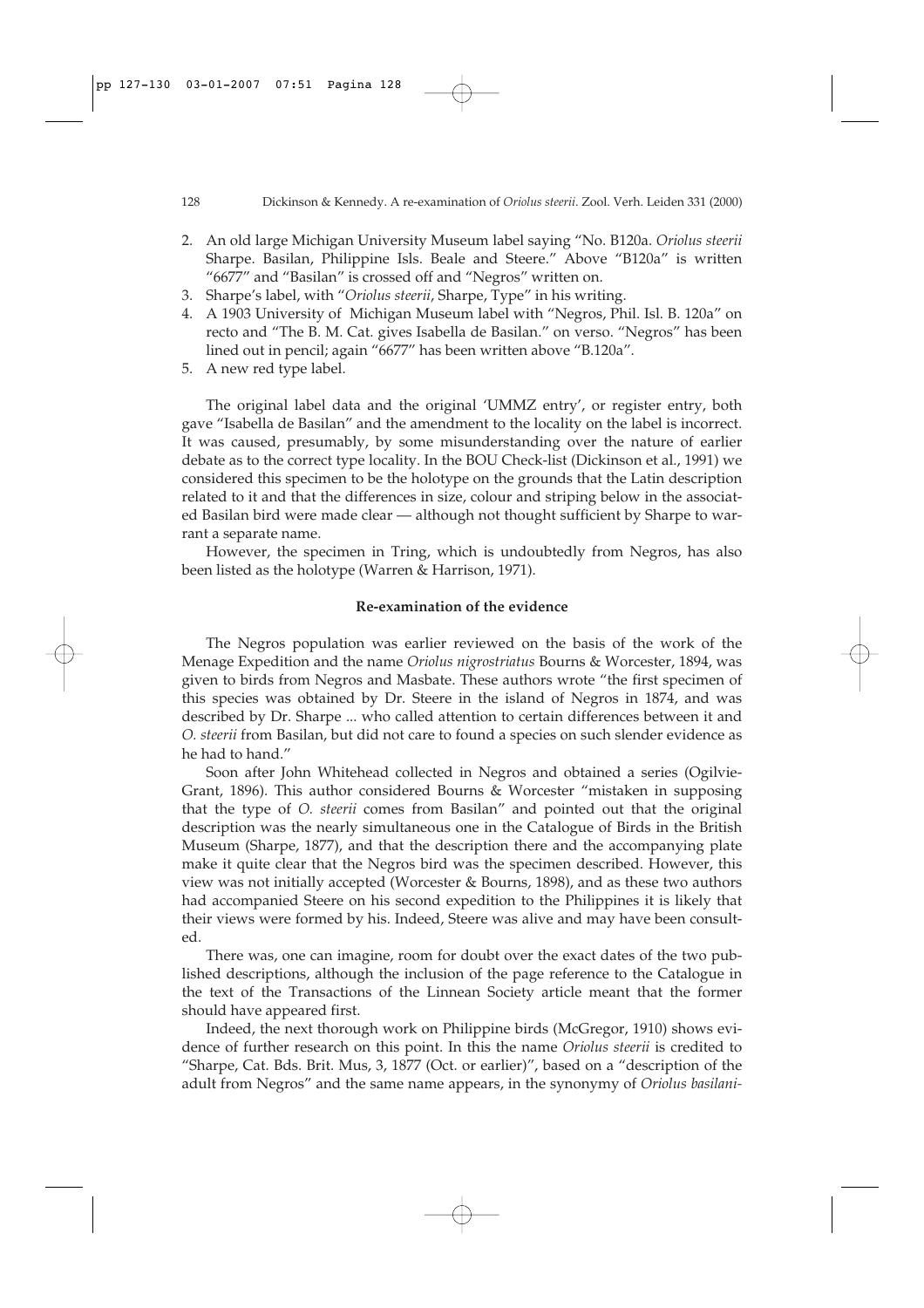2. An old large Michigan University Museum label saying "No. B120a. *Oriolus steerii* Sharpe. Basilan, Philippine Isls. Beale and Steere." Above "B120a" is written "6677" and "Basilan" is crossed off and "Negros" written on.
3. Sharpe's label, with "*Oriolus steerii*, Sharpe, Type" in his writing.
4. A 1903 University of Michigan Museum label with "Negros, Phil. Isl. B. 120a" on recto and "The B. M. Cat. gives Isabella de Basilan." on verso. "Negros" has been lined out in pencil; again "6677" has been written above "B.120a".
5. A new red type label.

The original label data and the original 'UMMZ entry', or register entry, both gave "Isabella de Basilan" and the amendment to the locality on the label is incorrect. It was caused, presumably, by some misunderstanding over the nature of earlier debate as to the correct type locality. In the BOU Check-list (Dickinson et al., 1991) we considered this specimen to be the holotype on the grounds that the Latin description related to it and that the differences in size, colour and striping below in the associated Basilan bird were made clear — although not thought sufficient by Sharpe to warrant a separate name.

However, the specimen in Tring, which is undoubtedly from Negros, has also been listed as the holotype (Warren & Harrison, 1971).

## Re-examination of the evidence

The Negros population was earlier reviewed on the basis of the work of the Menage Expedition and the name *Oriolus nigrostriatus* Bourns & Worcester, 1894, was given to birds from Negros and Masbate. These authors wrote "the first specimen of this species was obtained by Dr. Steere in the island of Negros in 1874, and was described by Dr. Sharpe ... who called attention to certain differences between it and *O. steerii* from Basilan, but did not care to found a species on such slender evidence as he had to hand."

Soon after John Whitehead collected in Negros and obtained a series (Ogilvie-Grant, 1896). This author considered Bourns & Worcester "mistaken in supposing that the type of *O. steerii* comes from Basilan" and pointed out that the original description was the nearly simultaneous one in the Catalogue of Birds in the British Museum (Sharpe, 1877), and that the description there and the accompanying plate make it quite clear that the Negros bird was the specimen described. However, this view was not initially accepted (Worcester & Bourns, 1898), and as these two authors had accompanied Steere on his second expedition to the Philippines it is likely that their views were formed by his. Indeed, Steere was alive and may have been consulted.

There was, one can imagine, room for doubt over the exact dates of the two published descriptions, although the inclusion of the page reference to the Catalogue in the text of the Transactions of the Linnean Society article meant that the former should have appeared first.

Indeed, the next thorough work on Philippine birds (McGregor, 1910) shows evidence of further research on this point. In this the name *Oriolus steerii* is credited to "Sharpe, Cat. Bds. Brit. Mus, 3, 1877 (Oct. or earlier)", based on a "description of the adult from Negros" and the same name appears, in the synonymy of *Oriolus basilani-*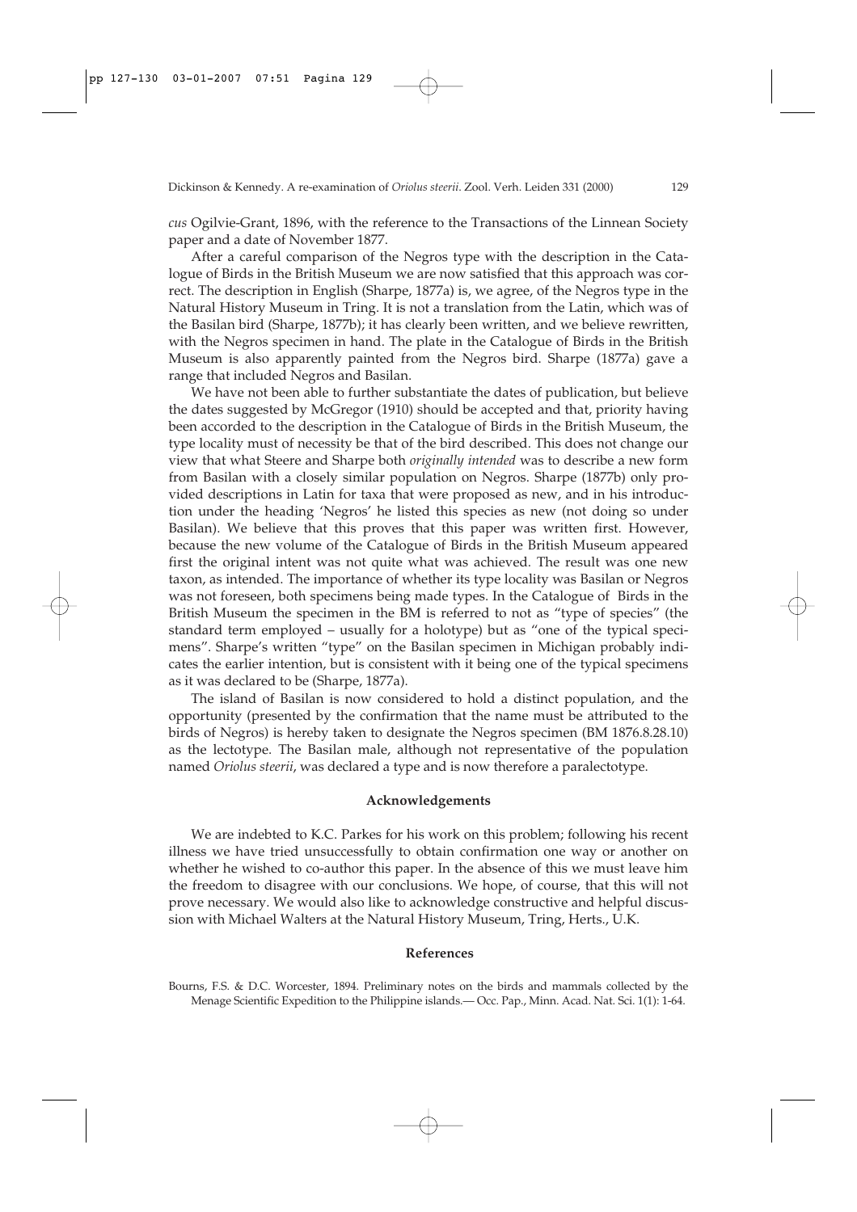*cus* Ogilvie-Grant, 1896, with the reference to the Transactions of the Linnean Society paper and a date of November 1877.

After a careful comparison of the Negros type with the description in the Catalogue of Birds in the British Museum we are now satisfied that this approach was correct. The description in English (Sharpe, 1877a) is, we agree, of the Negros type in the Natural History Museum in Tring. It is not a translation from the Latin, which was of the Basilan bird (Sharpe, 1877b); it has clearly been written, and we believe rewritten, with the Negros specimen in hand. The plate in the Catalogue of Birds in the British Museum is also apparently painted from the Negros bird. Sharpe (1877a) gave a range that included Negros and Basilan.

We have not been able to further substantiate the dates of publication, but believe the dates suggested by McGregor (1910) should be accepted and that, priority having been accorded to the description in the Catalogue of Birds in the British Museum, the type locality must of necessity be that of the bird described. This does not change our view that what Steere and Sharpe both *originally intended* was to describe a new form from Basilan with a closely similar population on Negros. Sharpe (1877b) only provided descriptions in Latin for taxa that were proposed as new, and in his introduction under the heading 'Negros' he listed this species as new (not doing so under Basilan). We believe that this proves that this paper was written first. However, because the new volume of the Catalogue of Birds in the British Museum appeared first the original intent was not quite what was achieved. The result was one new taxon, as intended. The importance of whether its type locality was Basilan or Negros was not foreseen, both specimens being made types. In the Catalogue of Birds in the British Museum the specimen in the BM is referred to not as "type of species" (the standard term employed – usually for a holotype) but as "one of the typical specimens". Sharpe's written "type" on the Basilan specimen in Michigan probably indicates the earlier intention, but is consistent with it being one of the typical specimens as it was declared to be (Sharpe, 1877a).

The island of Basilan is now considered to hold a distinct population, and the opportunity (presented by the confirmation that the name must be attributed to the birds of Negros) is hereby taken to designate the Negros specimen (BM 1876.8.28.10) as the lectotype. The Basilan male, although not representative of the population named *Oriolus steerii*, was declared a type and is now therefore a paralectotype.

## Acknowledgements

We are indebted to K.C. Parkes for his work on this problem; following his recent illness we have tried unsuccessfully to obtain confirmation one way or another on whether he wished to co-author this paper. In the absence of this we must leave him the freedom to disagree with our conclusions. We hope, of course, that this will not prove necessary. We would also like to acknowledge constructive and helpful discussion with Michael Walters at the Natural History Museum, Tring, Herts., U.K.

## References

Bourns, F.S. & D.C. Worcester, 1894. Preliminary notes on the birds and mammals collected by the Menage Scientific Expedition to the Philippine islands.— Occ. Pap., Minn. Acad. Nat. Sci. 1(1): 1-64.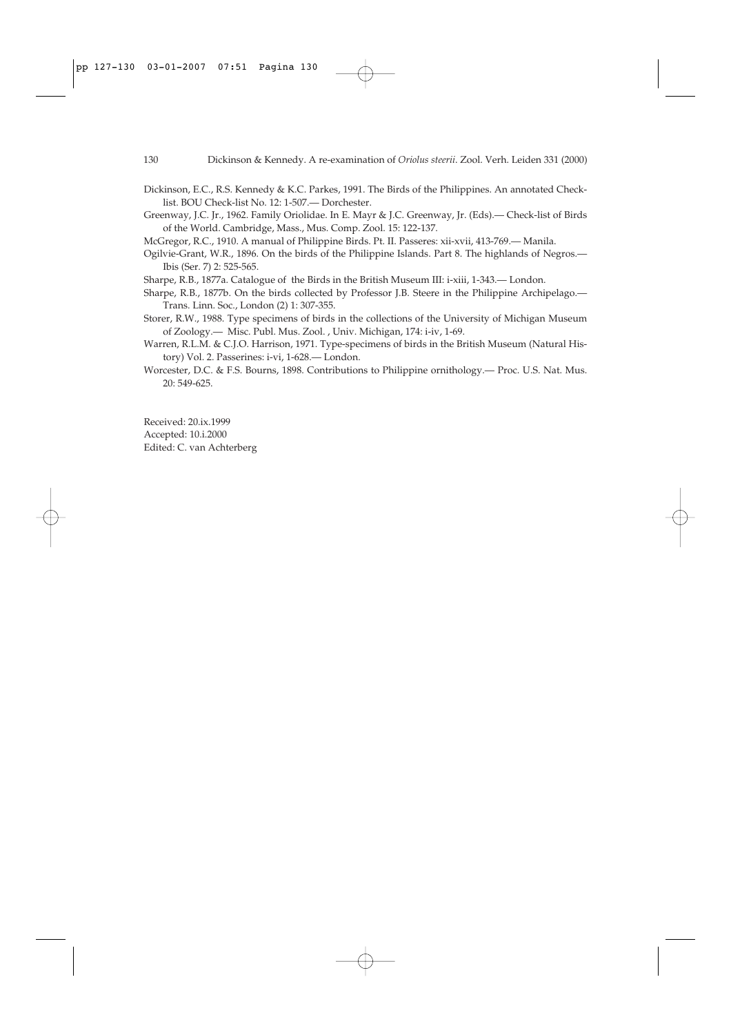Dickinson, E.C., R.S. Kennedy & K.C. Parkes, 1991. The Birds of the Philippines. An annotated Checklist. BOU Check-list No. 12: 1-507.— Dorchester.

Greenway, J.C. Jr., 1962. Family Oriolidae. In E. Mayr & J.C. Greenway, Jr. (Eds).— Check-list of Birds of the World. Cambridge, Mass., Mus. Comp. Zool. 15: 122-137.

McGregor, R.C., 1910. A manual of Philippine Birds. Pt. II. Passeres: xii-xvii, 413-769.— Manila.

Ogilvie-Grant, W.R., 1896. On the birds of the Philippine Islands. Part 8. The highlands of Negros.— Ibis (Ser. 7) 2: 525-565.

Sharpe, R.B., 1877a. Catalogue of the Birds in the British Museum III: i-xiii, 1-343.— London.

Sharpe, R.B., 1877b. On the birds collected by Professor J.B. Steere in the Philippine Archipelago.— Trans. Linn. Soc., London (2) 1: 307-355.

Storer, R.W., 1988. Type specimens of birds in the collections of the University of Michigan Museum of Zoology.— Misc. Publ. Mus. Zool. , Univ. Michigan, 174: i-iv, 1-69.

Warren, R.L.M. & C.J.O. Harrison, 1971. Type-specimens of birds in the British Museum (Natural History) Vol. 2. Passerines: i-vi, 1-628.— London.

Worcester, D.C. & F.S. Bourns, 1898. Contributions to Philippine ornithology.— Proc. U.S. Nat. Mus. 20: 549-625.

Received: 20.ix.1999
Accepted: 10.i.2000
Edited: C. van Achterberg